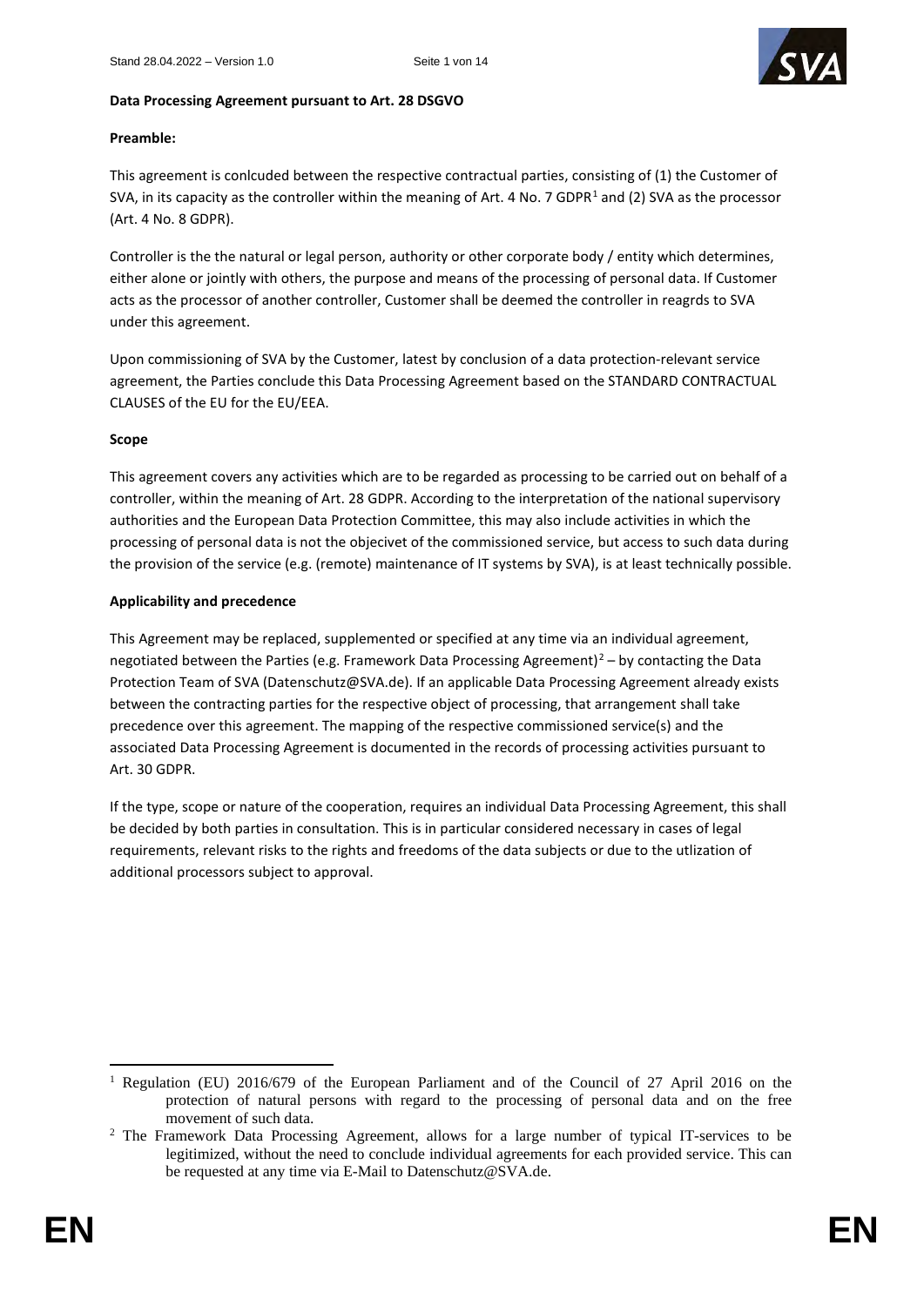**Data Processing Agreement pursuant to Art. 28 DSGVO**

**Preamble:**

This agreement is conlcuded between the respective contractual parties, consisting of (1) the Customer of SVA, in its capacity as the controller within the meaning of Art. 4 No. 7 GDPR[1] and (2) SVA as the processor (Art. 4 No. 8 GDPR).

Controller is the the natural or legal person, authority or other corporate body / entity which determines, either alone or jointly with others, the purpose and means of the processing of personal data. If Customer acts as the processor of another controller, Customer shall be deemed the controller in reagrds to SVA under this agreement.

Upon commissioning of SVA by the Customer, latest by conclusion of a data protection-relevant service agreement, the Parties conclude this Data Processing Agreement based on the STANDARD CONTRACTUAL CLAUSES of the EU for the EU/EEA.

**Scope**

This agreement covers any activities which are to be regarded as processing to be carried out on behalf of a controller, within the meaning of Art. 28 GDPR. According to the interpretation of the national supervisory authorities and the European Data Protection Committee, this may also include activities in which the processing of personal data is not the objecivet of the commissioned service, but access to such data during the provision of the service (e.g. (remote) maintenance of IT systems by SVA), is at least technically possible.

**Applicability and precedence**

This Agreement may be replaced, supplemented or specified at any time via an individual agreement, negotiated between the Parties (e.g. Framework Data Processing Agreement)[2] – by contacting the Data Protection Team of SVA (Datenschutz@SVA.de). If an applicable Data Processing Agreement already exists between the contracting parties for the respective object of processing, that arrangement shall take precedence over this agreement. The mapping of the respective commissioned service(s) and the associated Data Processing Agreement is documented in the records of processing activities pursuant to Art. 30 GDPR.

If the type, scope or nature of the cooperation, requires an individual Data Processing Agreement, this shall be decided by both parties in consultation. This is in particular considered necessary in cases of legal requirements, relevant risks to the rights and freedoms of the data subjects or due to the utlization of additional processors subject to approval.

---

[1] Regulation (EU) 2016/679 of the European Parliament and of the Council of 27 April 2016 on the protection of natural persons with regard to the processing of personal data and on the free movement of such data.

[2] The Framework Data Processing Agreement, allows for a large number of typical IT-services to be legitimized, without the need to conclude individual agreements for each provided service. This can be requested at any time via E-Mail to Datenschutz@SVA.de.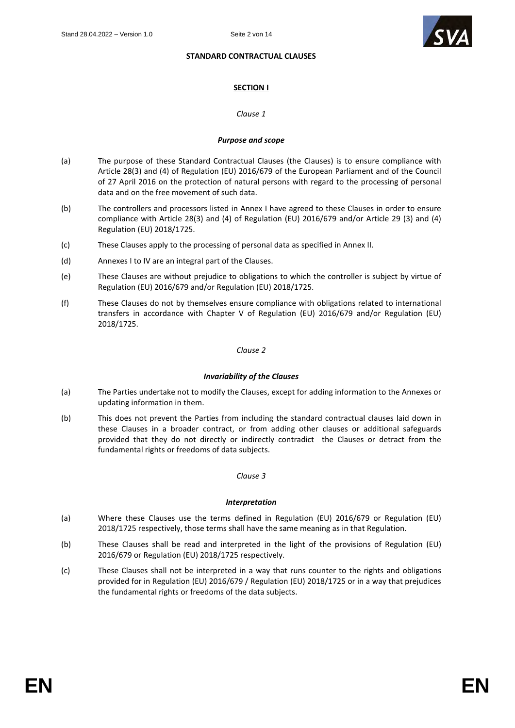**STANDARD CONTRACTUAL CLAUSES**

## SECTION I

*Clause 1*

### *Purpose and scope*

(a) The purpose of these Standard Contractual Clauses (the Clauses) is to ensure compliance with Article 28(3) and (4) of Regulation (EU) 2016/679 of the European Parliament and of the Council of 27 April 2016 on the protection of natural persons with regard to the processing of personal data and on the free movement of such data.

(b) The controllers and processors listed in Annex I have agreed to these Clauses in order to ensure compliance with Article 28(3) and (4) of Regulation (EU) 2016/679 and/or Article 29 (3) and (4) Regulation (EU) 2018/1725.

(c) These Clauses apply to the processing of personal data as specified in Annex II.

(d) Annexes I to IV are an integral part of the Clauses.

(e) These Clauses are without prejudice to obligations to which the controller is subject by virtue of Regulation (EU) 2016/679 and/or Regulation (EU) 2018/1725.

(f) These Clauses do not by themselves ensure compliance with obligations related to international transfers in accordance with Chapter V of Regulation (EU) 2016/679 and/or Regulation (EU) 2018/1725.

*Clause 2*

### *Invariability of the Clauses*

(a) The Parties undertake not to modify the Clauses, except for adding information to the Annexes or updating information in them.

(b) This does not prevent the Parties from including the standard contractual clauses laid down in these Clauses in a broader contract, or from adding other clauses or additional safeguards provided that they do not directly or indirectly contradict the Clauses or detract from the fundamental rights or freedoms of data subjects.

*Clause 3*

### *Interpretation*

(a) Where these Clauses use the terms defined in Regulation (EU) 2016/679 or Regulation (EU) 2018/1725 respectively, those terms shall have the same meaning as in that Regulation.

(b) These Clauses shall be read and interpreted in the light of the provisions of Regulation (EU) 2016/679 or Regulation (EU) 2018/1725 respectively.

(c) These Clauses shall not be interpreted in a way that runs counter to the rights and obligations provided for in Regulation (EU) 2016/679 / Regulation (EU) 2018/1725 or in a way that prejudices the fundamental rights or freedoms of the data subjects.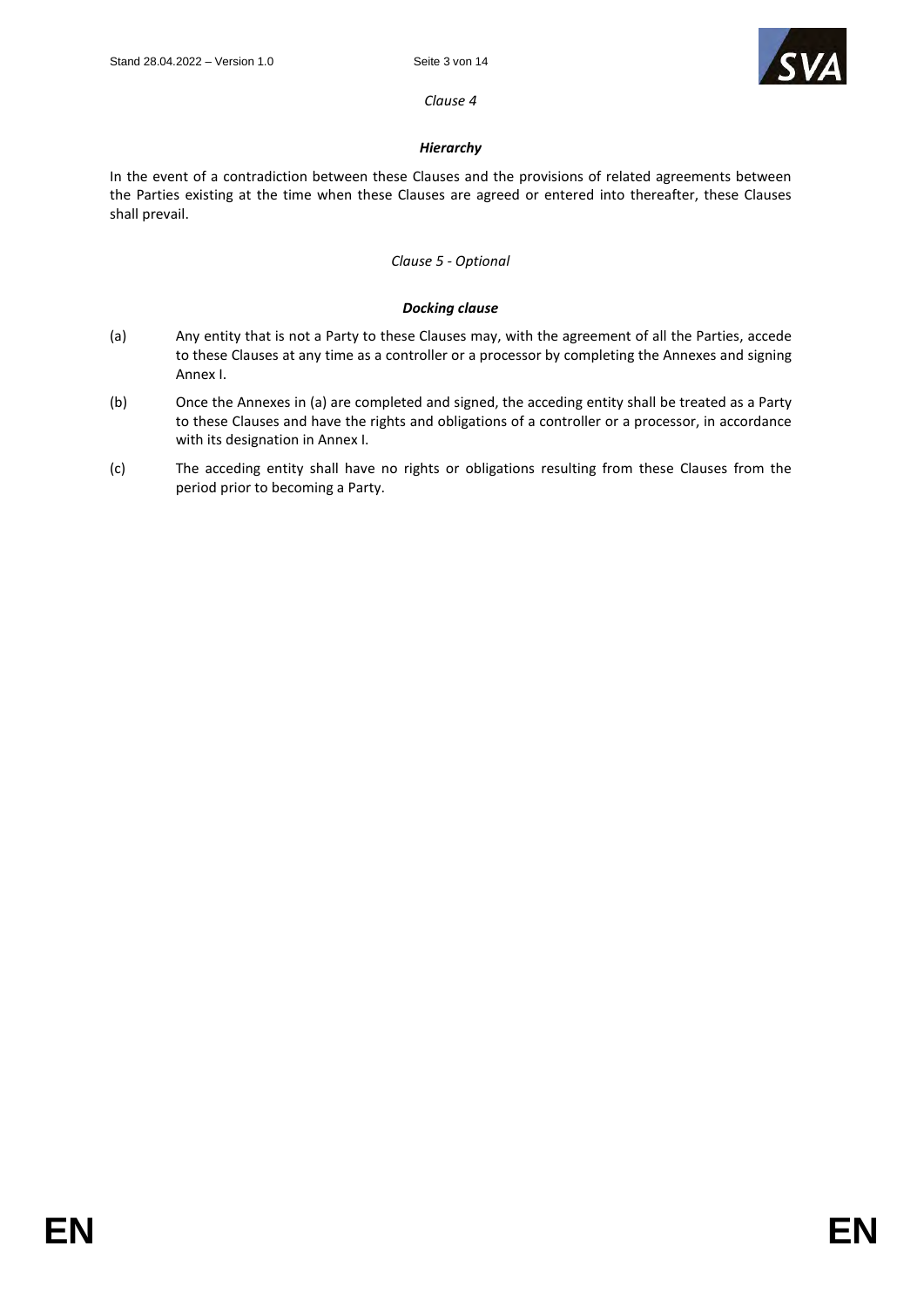*Clause 4*

***Hierarchy***

In the event of a contradiction between these Clauses and the provisions of related agreements between the Parties existing at the time when these Clauses are agreed or entered into thereafter, these Clauses shall prevail.

*Clause 5 - Optional*

***Docking clause***

(a) Any entity that is not a Party to these Clauses may, with the agreement of all the Parties, accede to these Clauses at any time as a controller or a processor by completing the Annexes and signing Annex I.

(b) Once the Annexes in (a) are completed and signed, the acceding entity shall be treated as a Party to these Clauses and have the rights and obligations of a controller or a processor, in accordance with its designation in Annex I.

(c) The acceding entity shall have no rights or obligations resulting from these Clauses from the period prior to becoming a Party.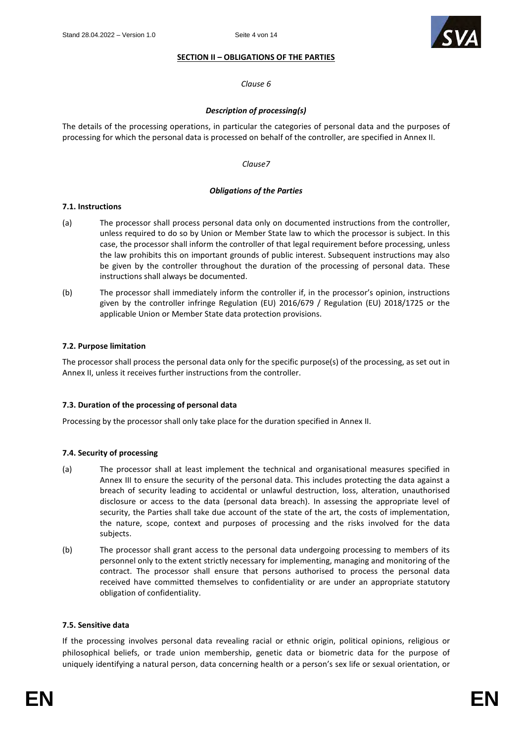## SECTION II – OBLIGATIONS OF THE PARTIES

*Clause 6*

***Description of processing(s)***

The details of the processing operations, in particular the categories of personal data and the purposes of processing for which the personal data is processed on behalf of the controller, are specified in Annex II.

*Clause7*

***Obligations of the Parties***

**7.1. Instructions**

(a) The processor shall process personal data only on documented instructions from the controller, unless required to do so by Union or Member State law to which the processor is subject. In this case, the processor shall inform the controller of that legal requirement before processing, unless the law prohibits this on important grounds of public interest. Subsequent instructions may also be given by the controller throughout the duration of the processing of personal data. These instructions shall always be documented.

(b) The processor shall immediately inform the controller if, in the processor's opinion, instructions given by the controller infringe Regulation (EU) 2016/679 / Regulation (EU) 2018/1725 or the applicable Union or Member State data protection provisions.

**7.2. Purpose limitation**

The processor shall process the personal data only for the specific purpose(s) of the processing, as set out in Annex II, unless it receives further instructions from the controller.

**7.3. Duration of the processing of personal data**

Processing by the processor shall only take place for the duration specified in Annex II.

**7.4. Security of processing**

(a) The processor shall at least implement the technical and organisational measures specified in Annex III to ensure the security of the personal data. This includes protecting the data against a breach of security leading to accidental or unlawful destruction, loss, alteration, unauthorised disclosure or access to the data (personal data breach). In assessing the appropriate level of security, the Parties shall take due account of the state of the art, the costs of implementation, the nature, scope, context and purposes of processing and the risks involved for the data subjects.

(b) The processor shall grant access to the personal data undergoing processing to members of its personnel only to the extent strictly necessary for implementing, managing and monitoring of the contract. The processor shall ensure that persons authorised to process the personal data received have committed themselves to confidentiality or are under an appropriate statutory obligation of confidentiality.

**7.5. Sensitive data**

If the processing involves personal data revealing racial or ethnic origin, political opinions, religious or philosophical beliefs, or trade union membership, genetic data or biometric data for the purpose of uniquely identifying a natural person, data concerning health or a person's sex life or sexual orientation, or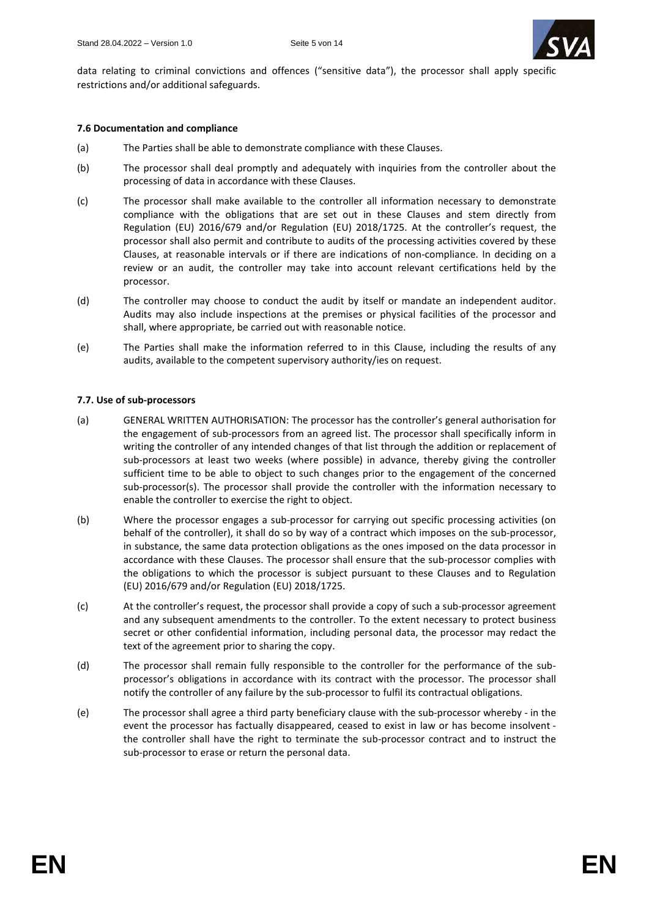data relating to criminal convictions and offences ("sensitive data"), the processor shall apply specific restrictions and/or additional safeguards.

**7.6 Documentation and compliance**

(a) The Parties shall be able to demonstrate compliance with these Clauses.

(b) The processor shall deal promptly and adequately with inquiries from the controller about the processing of data in accordance with these Clauses.

(c) The processor shall make available to the controller all information necessary to demonstrate compliance with the obligations that are set out in these Clauses and stem directly from Regulation (EU) 2016/679 and/or Regulation (EU) 2018/1725. At the controller's request, the processor shall also permit and contribute to audits of the processing activities covered by these Clauses, at reasonable intervals or if there are indications of non-compliance. In deciding on a review or an audit, the controller may take into account relevant certifications held by the processor.

(d) The controller may choose to conduct the audit by itself or mandate an independent auditor. Audits may also include inspections at the premises or physical facilities of the processor and shall, where appropriate, be carried out with reasonable notice.

(e) The Parties shall make the information referred to in this Clause, including the results of any audits, available to the competent supervisory authority/ies on request.

**7.7. Use of sub-processors**

(a) GENERAL WRITTEN AUTHORISATION: The processor has the controller's general authorisation for the engagement of sub-processors from an agreed list. The processor shall specifically inform in writing the controller of any intended changes of that list through the addition or replacement of sub-processors at least two weeks (where possible) in advance, thereby giving the controller sufficient time to be able to object to such changes prior to the engagement of the concerned sub-processor(s). The processor shall provide the controller with the information necessary to enable the controller to exercise the right to object.

(b) Where the processor engages a sub-processor for carrying out specific processing activities (on behalf of the controller), it shall do so by way of a contract which imposes on the sub-processor, in substance, the same data protection obligations as the ones imposed on the data processor in accordance with these Clauses. The processor shall ensure that the sub-processor complies with the obligations to which the processor is subject pursuant to these Clauses and to Regulation (EU) 2016/679 and/or Regulation (EU) 2018/1725.

(c) At the controller's request, the processor shall provide a copy of such a sub-processor agreement and any subsequent amendments to the controller. To the extent necessary to protect business secret or other confidential information, including personal data, the processor may redact the text of the agreement prior to sharing the copy.

(d) The processor shall remain fully responsible to the controller for the performance of the sub-processor's obligations in accordance with its contract with the processor. The processor shall notify the controller of any failure by the sub-processor to fulfil its contractual obligations.

(e) The processor shall agree a third party beneficiary clause with the sub-processor whereby - in the event the processor has factually disappeared, ceased to exist in law or has become insolvent - the controller shall have the right to terminate the sub-processor contract and to instruct the sub-processor to erase or return the personal data.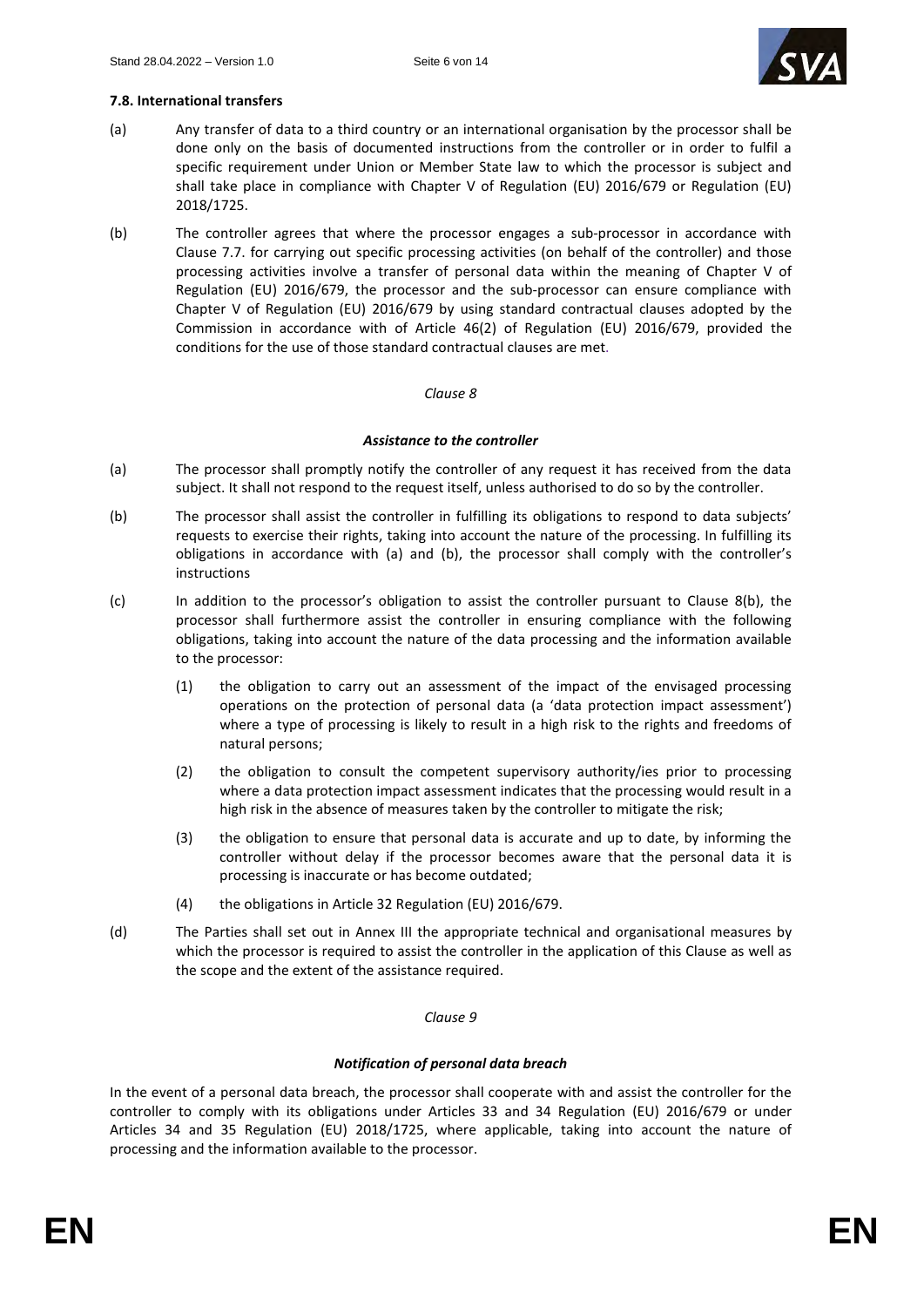**7.8. International transfers**

(a) Any transfer of data to a third country or an international organisation by the processor shall be done only on the basis of documented instructions from the controller or in order to fulfil a specific requirement under Union or Member State law to which the processor is subject and shall take place in compliance with Chapter V of Regulation (EU) 2016/679 or Regulation (EU) 2018/1725.

(b) The controller agrees that where the processor engages a sub-processor in accordance with Clause 7.7. for carrying out specific processing activities (on behalf of the controller) and those processing activities involve a transfer of personal data within the meaning of Chapter V of Regulation (EU) 2016/679, the processor and the sub-processor can ensure compliance with Chapter V of Regulation (EU) 2016/679 by using standard contractual clauses adopted by the Commission in accordance with of Article 46(2) of Regulation (EU) 2016/679, provided the conditions for the use of those standard contractual clauses are met.

*Clause 8*

***Assistance to the controller***

(a) The processor shall promptly notify the controller of any request it has received from the data subject. It shall not respond to the request itself, unless authorised to do so by the controller.

(b) The processor shall assist the controller in fulfilling its obligations to respond to data subjects' requests to exercise their rights, taking into account the nature of the processing. In fulfilling its obligations in accordance with (a) and (b), the processor shall comply with the controller's instructions

(c) In addition to the processor's obligation to assist the controller pursuant to Clause 8(b), the processor shall furthermore assist the controller in ensuring compliance with the following obligations, taking into account the nature of the data processing and the information available to the processor:

  (1) the obligation to carry out an assessment of the impact of the envisaged processing operations on the protection of personal data (a 'data protection impact assessment') where a type of processing is likely to result in a high risk to the rights and freedoms of natural persons;

  (2) the obligation to consult the competent supervisory authority/ies prior to processing where a data protection impact assessment indicates that the processing would result in a high risk in the absence of measures taken by the controller to mitigate the risk;

  (3) the obligation to ensure that personal data is accurate and up to date, by informing the controller without delay if the processor becomes aware that the personal data it is processing is inaccurate or has become outdated;

  (4) the obligations in Article 32 Regulation (EU) 2016/679.

(d) The Parties shall set out in Annex III the appropriate technical and organisational measures by which the processor is required to assist the controller in the application of this Clause as well as the scope and the extent of the assistance required.

*Clause 9*

***Notification of personal data breach***

In the event of a personal data breach, the processor shall cooperate with and assist the controller for the controller to comply with its obligations under Articles 33 and 34 Regulation (EU) 2016/679 or under Articles 34 and 35 Regulation (EU) 2018/1725, where applicable, taking into account the nature of processing and the information available to the processor.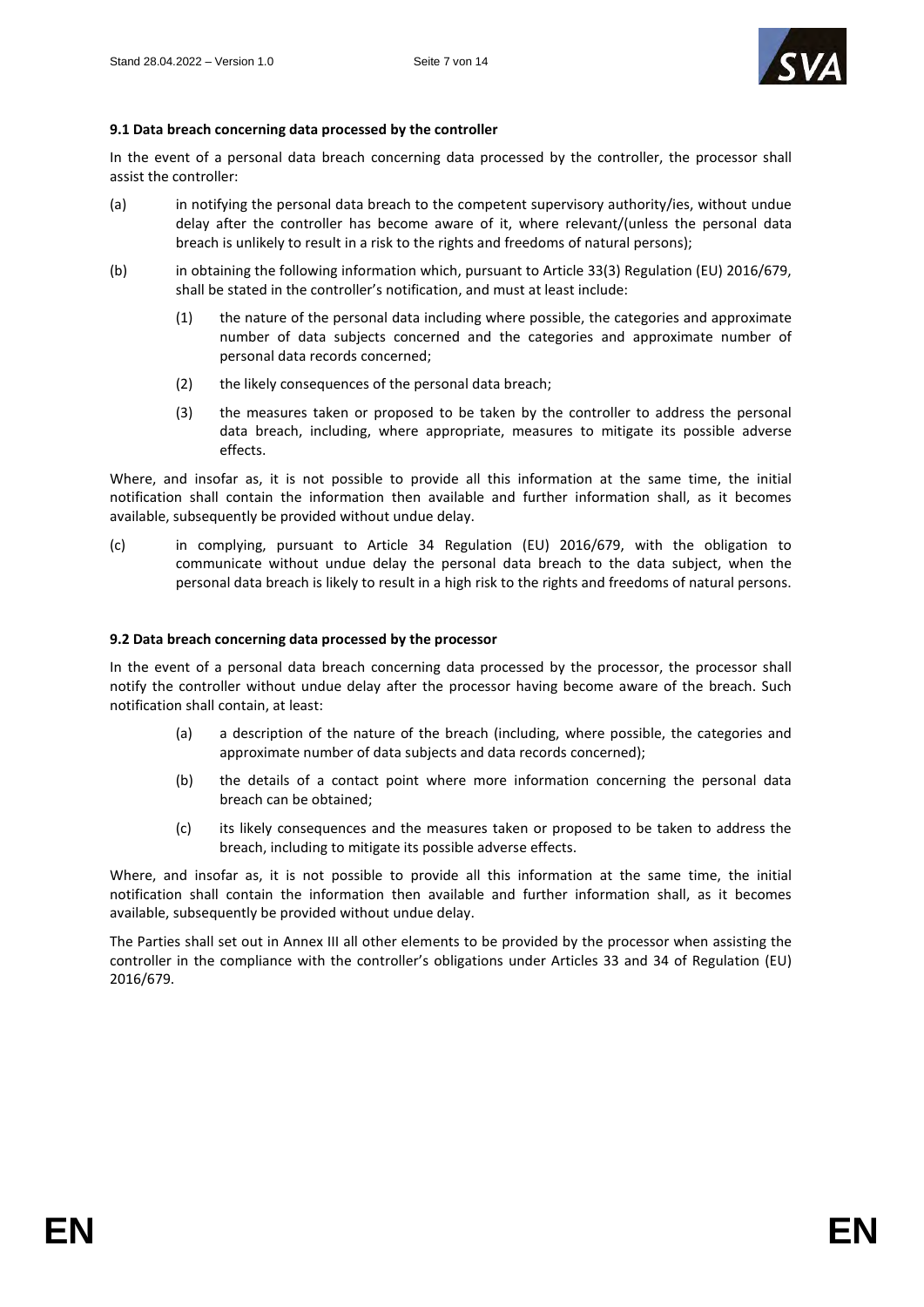### 9.1 Data breach concerning data processed by the controller

In the event of a personal data breach concerning data processed by the controller, the processor shall assist the controller:

(a) in notifying the personal data breach to the competent supervisory authority/ies, without undue delay after the controller has become aware of it, where relevant/(unless the personal data breach is unlikely to result in a risk to the rights and freedoms of natural persons);

(b) in obtaining the following information which, pursuant to Article 33(3) Regulation (EU) 2016/679, shall be stated in the controller's notification, and must at least include:

  (1) the nature of the personal data including where possible, the categories and approximate number of data subjects concerned and the categories and approximate number of personal data records concerned;

  (2) the likely consequences of the personal data breach;

  (3) the measures taken or proposed to be taken by the controller to address the personal data breach, including, where appropriate, measures to mitigate its possible adverse effects.

Where, and insofar as, it is not possible to provide all this information at the same time, the initial notification shall contain the information then available and further information shall, as it becomes available, subsequently be provided without undue delay.

(c) in complying, pursuant to Article 34 Regulation (EU) 2016/679, with the obligation to communicate without undue delay the personal data breach to the data subject, when the personal data breach is likely to result in a high risk to the rights and freedoms of natural persons.

### 9.2 Data breach concerning data processed by the processor

In the event of a personal data breach concerning data processed by the processor, the processor shall notify the controller without undue delay after the processor having become aware of the breach. Such notification shall contain, at least:

(a) a description of the nature of the breach (including, where possible, the categories and approximate number of data subjects and data records concerned);

(b) the details of a contact point where more information concerning the personal data breach can be obtained;

(c) its likely consequences and the measures taken or proposed to be taken to address the breach, including to mitigate its possible adverse effects.

Where, and insofar as, it is not possible to provide all this information at the same time, the initial notification shall contain the information then available and further information shall, as it becomes available, subsequently be provided without undue delay.

The Parties shall set out in Annex III all other elements to be provided by the processor when assisting the controller in the compliance with the controller's obligations under Articles 33 and 34 of Regulation (EU) 2016/679.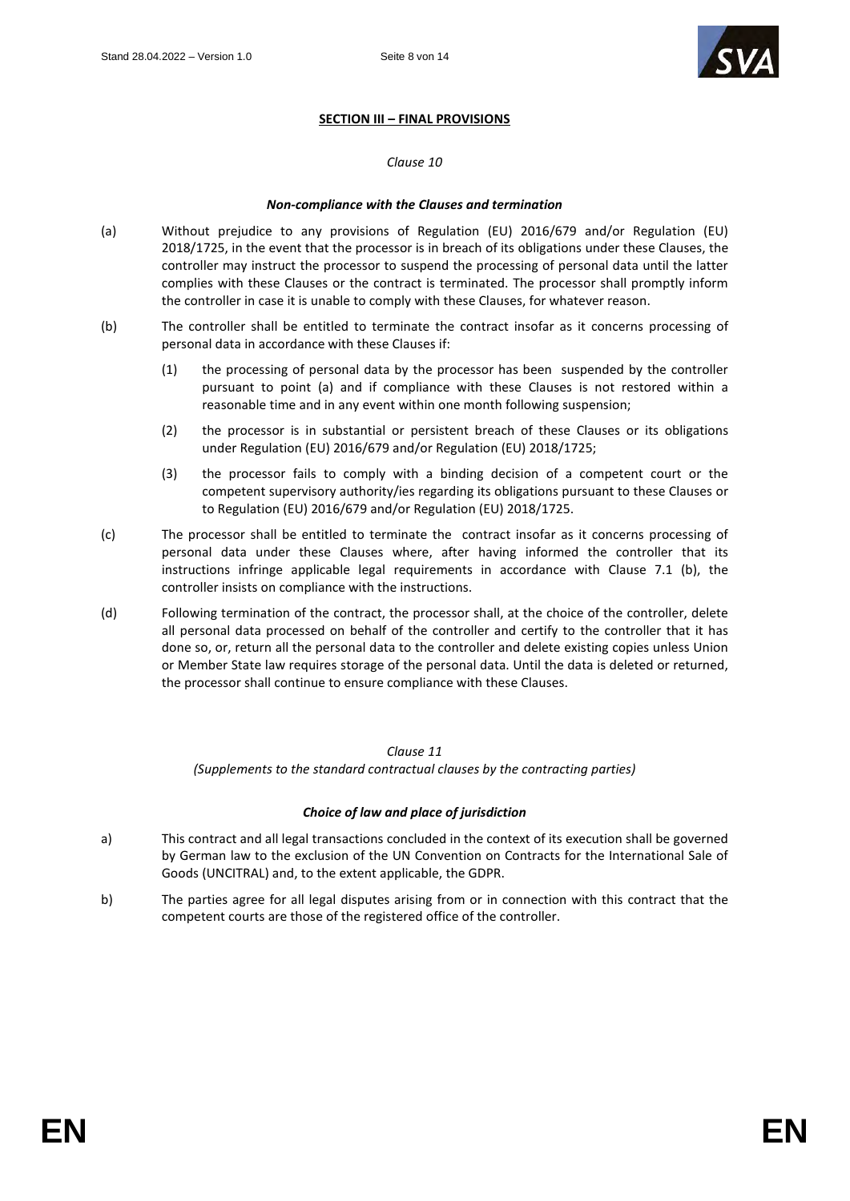## SECTION III – FINAL PROVISIONS

*Clause 10*

***Non-compliance with the Clauses and termination***

(a) Without prejudice to any provisions of Regulation (EU) 2016/679 and/or Regulation (EU) 2018/1725, in the event that the processor is in breach of its obligations under these Clauses, the controller may instruct the processor to suspend the processing of personal data until the latter complies with these Clauses or the contract is terminated. The processor shall promptly inform the controller in case it is unable to comply with these Clauses, for whatever reason.

(b) The controller shall be entitled to terminate the contract insofar as it concerns processing of personal data in accordance with these Clauses if:

  (1) the processing of personal data by the processor has been suspended by the controller pursuant to point (a) and if compliance with these Clauses is not restored within a reasonable time and in any event within one month following suspension;

  (2) the processor is in substantial or persistent breach of these Clauses or its obligations under Regulation (EU) 2016/679 and/or Regulation (EU) 2018/1725;

  (3) the processor fails to comply with a binding decision of a competent court or the competent supervisory authority/ies regarding its obligations pursuant to these Clauses or to Regulation (EU) 2016/679 and/or Regulation (EU) 2018/1725.

(c) The processor shall be entitled to terminate the contract insofar as it concerns processing of personal data under these Clauses where, after having informed the controller that its instructions infringe applicable legal requirements in accordance with Clause 7.1 (b), the controller insists on compliance with the instructions.

(d) Following termination of the contract, the processor shall, at the choice of the controller, delete all personal data processed on behalf of the controller and certify to the controller that it has done so, or, return all the personal data to the controller and delete existing copies unless Union or Member State law requires storage of the personal data. Until the data is deleted or returned, the processor shall continue to ensure compliance with these Clauses.

*Clause 11*
*(Supplements to the standard contractual clauses by the contracting parties)*

***Choice of law and place of jurisdiction***

a) This contract and all legal transactions concluded in the context of its execution shall be governed by German law to the exclusion of the UN Convention on Contracts for the International Sale of Goods (UNCITRAL) and, to the extent applicable, the GDPR.

b) The parties agree for all legal disputes arising from or in connection with this contract that the competent courts are those of the registered office of the controller.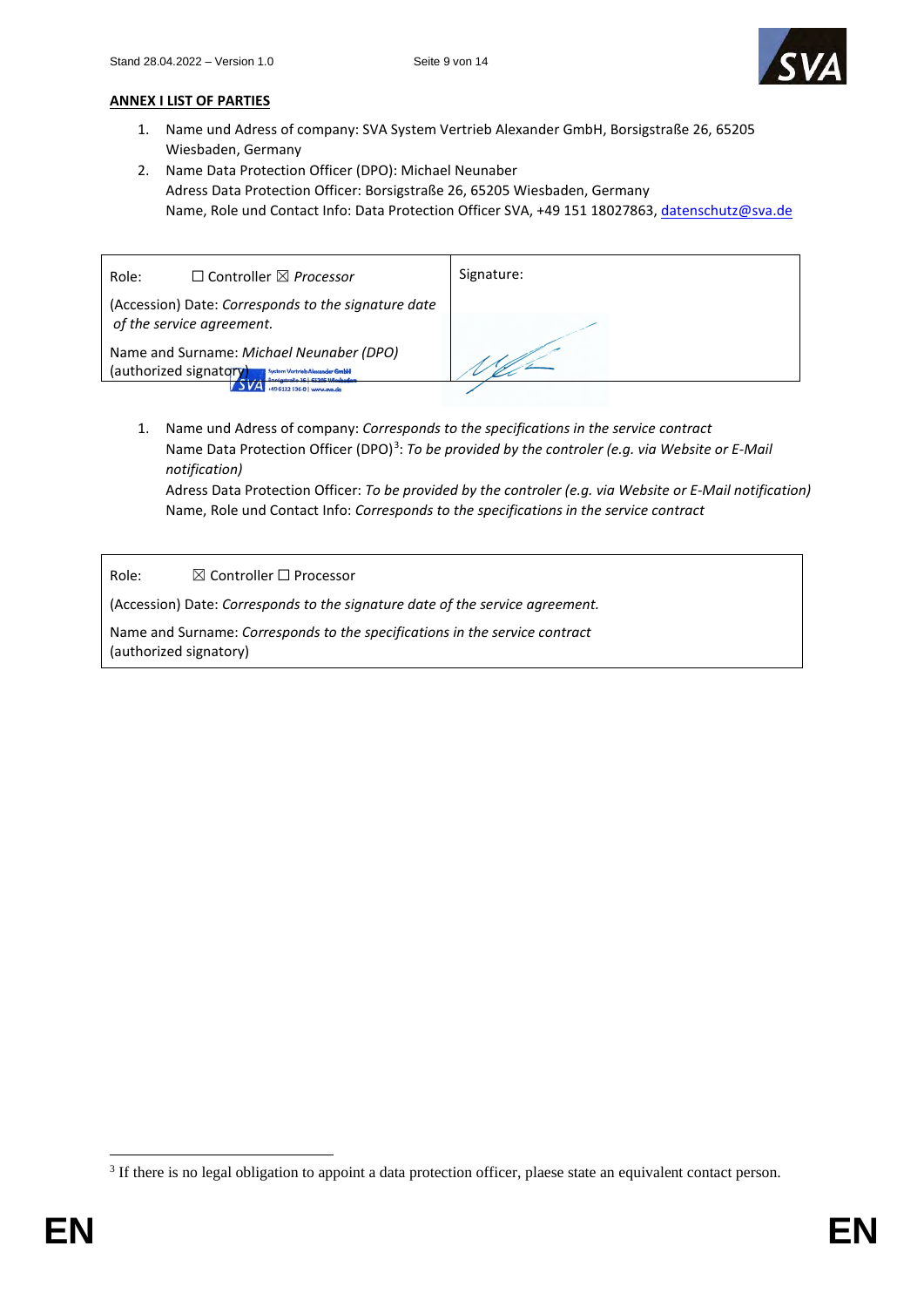**ANNEX I LIST OF PARTIES**

1. Name und Adress of company: SVA System Vertrieb Alexander GmbH, Borsigstraße 26, 65205 Wiesbaden, Germany
2. Name Data Protection Officer (DPO): Michael Neunaber
   Adress Data Protection Officer: Borsigstraße 26, 65205 Wiesbaden, Germany
   Name, Role und Contact Info: Data Protection Officer SVA, +49 151 18027863, datenschutz@sva.de

| Role: ☐ Controller ☒ *Processor* | Signature: |
|---|---|
| (Accession) Date: *Corresponds to the signature date of the service agreement.* | |
| Name and Surname: *Michael Neunaber (DPO)* (authorized signatory) | |

1. Name und Adress of company: *Corresponds to the specifications in the service contract*
   Name Data Protection Officer (DPO)[3]: *To be provided by the controler (e.g. via Website or E-Mail notification)*
   Adress Data Protection Officer: *To be provided by the controler (e.g. via Website or E-Mail notification)*
   Name, Role und Contact Info: *Corresponds to the specifications in the service contract*

| Role: ☒ Controller ☐ Processor |
|---|
| (Accession) Date: *Corresponds to the signature date of the service agreement.* |
| Name and Surname: *Corresponds to the specifications in the service contract* (authorized signatory) |

[3] If there is no legal obligation to appoint a data protection officer, plaese state an equivalent contact person.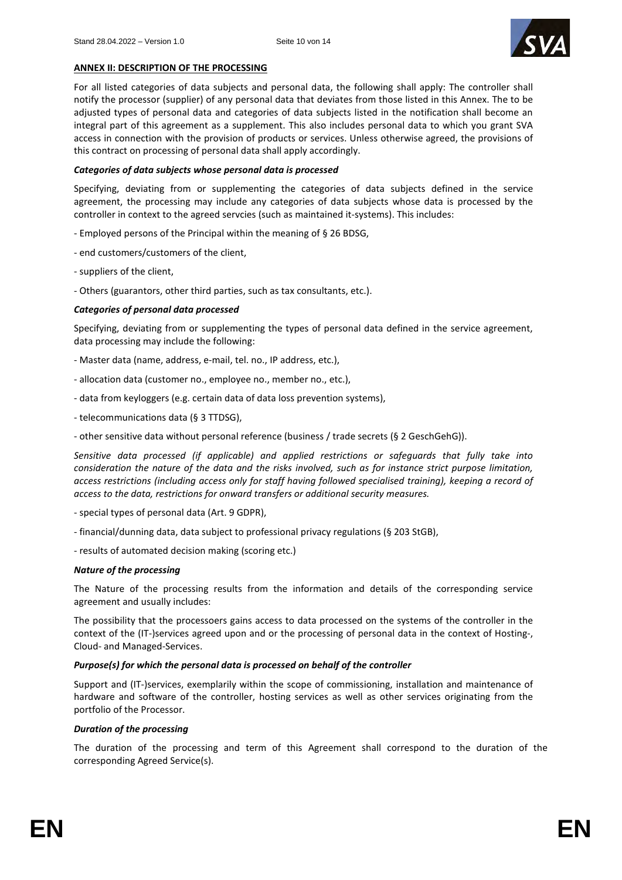**ANNEX II: DESCRIPTION OF THE PROCESSING**

For all listed categories of data subjects and personal data, the following shall apply: The controller shall notify the processor (supplier) of any personal data that deviates from those listed in this Annex. The to be adjusted types of personal data and categories of data subjects listed in the notification shall become an integral part of this agreement as a supplement. This also includes personal data to which you grant SVA access in connection with the provision of products or services. Unless otherwise agreed, the provisions of this contract on processing of personal data shall apply accordingly.

***Categories of data subjects whose personal data is processed***

Specifying, deviating from or supplementing the categories of data subjects defined in the service agreement, the processing may include any categories of data subjects whose data is processed by the controller in context to the agreed servcies (such as maintained it-systems). This includes:

- Employed persons of the Principal within the meaning of § 26 BDSG,
- end customers/customers of the client,
- suppliers of the client,
- Others (guarantors, other third parties, such as tax consultants, etc.).

***Categories of personal data processed***

Specifying, deviating from or supplementing the types of personal data defined in the service agreement, data processing may include the following:

- Master data (name, address, e-mail, tel. no., IP address, etc.),
- allocation data (customer no., employee no., member no., etc.),
- data from keyloggers (e.g. certain data of data loss prevention systems),
- telecommunications data (§ 3 TTDSG),
- other sensitive data without personal reference (business / trade secrets (§ 2 GeschGehG)).

*Sensitive data processed (if applicable) and applied restrictions or safeguards that fully take into consideration the nature of the data and the risks involved, such as for instance strict purpose limitation, access restrictions (including access only for staff having followed specialised training), keeping a record of access to the data, restrictions for onward transfers or additional security measures.*

- special types of personal data (Art. 9 GDPR),
- financial/dunning data, data subject to professional privacy regulations (§ 203 StGB),
- results of automated decision making (scoring etc.)

***Nature of the processing***

The Nature of the processing results from the information and details of the corresponding service agreement and usually includes:

The possibility that the processoers gains access to data processed on the systems of the controller in the context of the (IT-)services agreed upon and or the processing of personal data in the context of Hosting-, Cloud- and Managed-Services.

***Purpose(s) for which the personal data is processed on behalf of the controller***

Support and (IT-)services, exemplarily within the scope of commissioning, installation and maintenance of hardware and software of the controller, hosting services as well as other services originating from the portfolio of the Processor.

***Duration of the processing***

The duration of the processing and term of this Agreement shall correspond to the duration of the corresponding Agreed Service(s).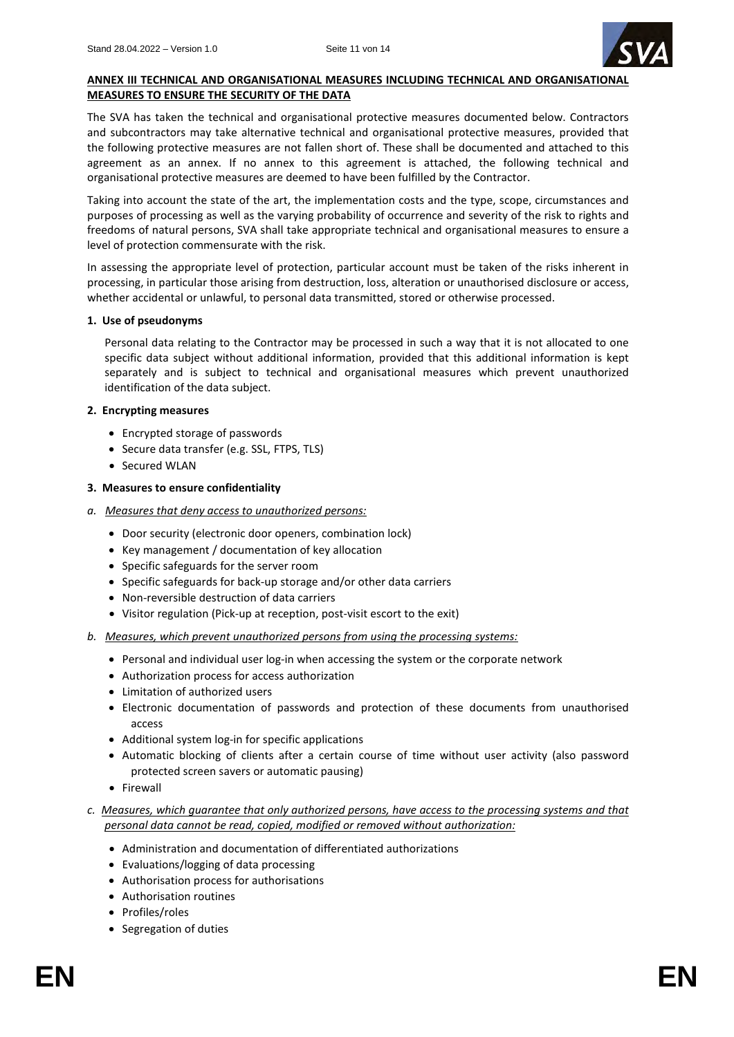**ANNEX III TECHNICAL AND ORGANISATIONAL MEASURES INCLUDING TECHNICAL AND ORGANISATIONAL MEASURES TO ENSURE THE SECURITY OF THE DATA**

The SVA has taken the technical and organisational protective measures documented below. Contractors and subcontractors may take alternative technical and organisational protective measures, provided that the following protective measures are not fallen short of. These shall be documented and attached to this agreement as an annex. If no annex to this agreement is attached, the following technical and organisational protective measures are deemed to have been fulfilled by the Contractor.

Taking into account the state of the art, the implementation costs and the type, scope, circumstances and purposes of processing as well as the varying probability of occurrence and severity of the risk to rights and freedoms of natural persons, SVA shall take appropriate technical and organisational measures to ensure a level of protection commensurate with the risk.

In assessing the appropriate level of protection, particular account must be taken of the risks inherent in processing, in particular those arising from destruction, loss, alteration or unauthorised disclosure or access, whether accidental or unlawful, to personal data transmitted, stored or otherwise processed.

**1. Use of pseudonyms**

Personal data relating to the Contractor may be processed in such a way that it is not allocated to one specific data subject without additional information, provided that this additional information is kept separately and is subject to technical and organisational measures which prevent unauthorized identification of the data subject.

**2. Encrypting measures**

- Encrypted storage of passwords
- Secure data transfer (e.g. SSL, FTPS, TLS)
- Secured WLAN

**3. Measures to ensure confidentiality**

*a. Measures that deny access to unauthorized persons:*

- Door security (electronic door openers, combination lock)
- Key management / documentation of key allocation
- Specific safeguards for the server room
- Specific safeguards for back-up storage and/or other data carriers
- Non-reversible destruction of data carriers
- Visitor regulation (Pick-up at reception, post-visit escort to the exit)

*b. Measures, which prevent unauthorized persons from using the processing systems:*

- Personal and individual user log-in when accessing the system or the corporate network
- Authorization process for access authorization
- Limitation of authorized users
- Electronic documentation of passwords and protection of these documents from unauthorised access
- Additional system log-in for specific applications
- Automatic blocking of clients after a certain course of time without user activity (also password protected screen savers or automatic pausing)
- Firewall

*c. Measures, which guarantee that only authorized persons, have access to the processing systems and that personal data cannot be read, copied, modified or removed without authorization:*

- Administration and documentation of differentiated authorizations
- Evaluations/logging of data processing
- Authorisation process for authorisations
- Authorisation routines
- Profiles/roles
- Segregation of duties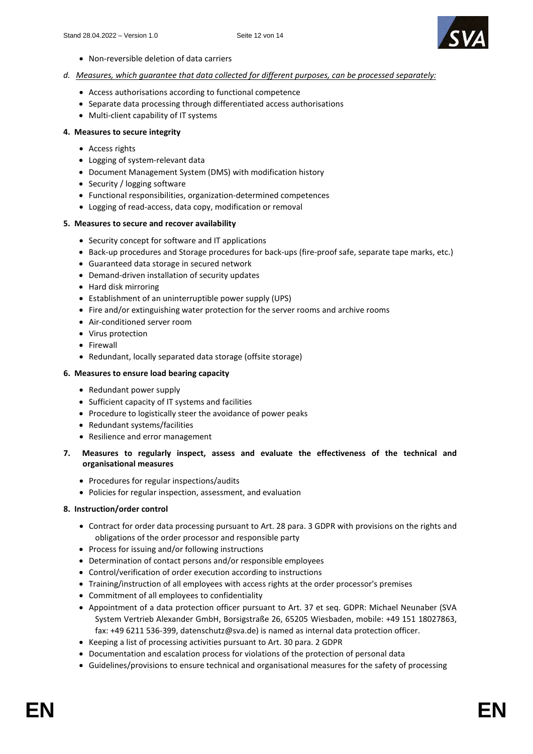- Non-reversible deletion of data carriers

*d. <u>Measures, which guarantee that data collected for different purposes, can be processed separately:</u>*

- Access authorisations according to functional competence
- Separate data processing through differentiated access authorisations
- Multi-client capability of IT systems

**4. Measures to secure integrity**

- Access rights
- Logging of system-relevant data
- Document Management System (DMS) with modification history
- Security / logging software
- Functional responsibilities, organization-determined competences
- Logging of read-access, data copy, modification or removal

**5. Measures to secure and recover availability**

- Security concept for software and IT applications
- Back-up procedures and Storage procedures for back-ups (fire-proof safe, separate tape marks, etc.)
- Guaranteed data storage in secured network
- Demand-driven installation of security updates
- Hard disk mirroring
- Establishment of an uninterruptible power supply (UPS)
- Fire and/or extinguishing water protection for the server rooms and archive rooms
- Air-conditioned server room
- Virus protection
- Firewall
- Redundant, locally separated data storage (offsite storage)

**6. Measures to ensure load bearing capacity**

- Redundant power supply
- Sufficient capacity of IT systems and facilities
- Procedure to logistically steer the avoidance of power peaks
- Redundant systems/facilities
- Resilience and error management

**7. Measures to regularly inspect, assess and evaluate the effectiveness of the technical and organisational measures**

- Procedures for regular inspections/audits
- Policies for regular inspection, assessment, and evaluation

**8. Instruction/order control**

- Contract for order data processing pursuant to Art. 28 para. 3 GDPR with provisions on the rights and obligations of the order processor and responsible party
- Process for issuing and/or following instructions
- Determination of contact persons and/or responsible employees
- Control/verification of order execution according to instructions
- Training/instruction of all employees with access rights at the order processor's premises
- Commitment of all employees to confidentiality
- Appointment of a data protection officer pursuant to Art. 37 et seq. GDPR: Michael Neunaber (SVA System Vertrieb Alexander GmbH, Borsigstraße 26, 65205 Wiesbaden, mobile: +49 151 18027863, fax: +49 6211 536-399, datenschutz@sva.de) is named as internal data protection officer.
- Keeping a list of processing activities pursuant to Art. 30 para. 2 GDPR
- Documentation and escalation process for violations of the protection of personal data
- Guidelines/provisions to ensure technical and organisational measures for the safety of processing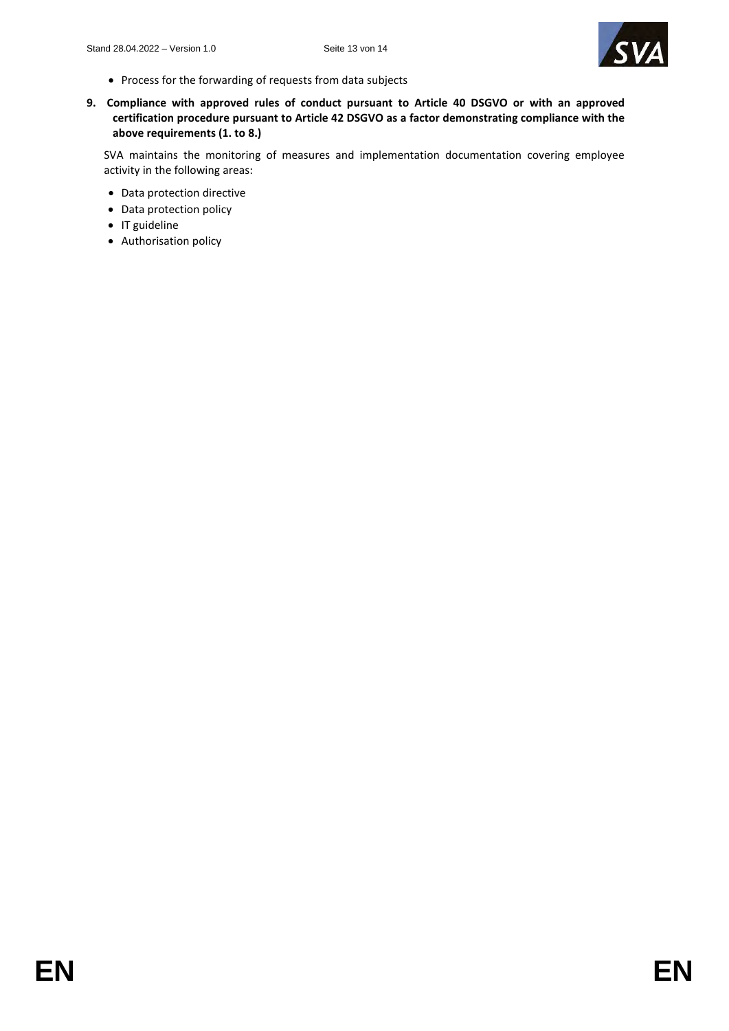- Process for the forwarding of requests from data subjects

**9. Compliance with approved rules of conduct pursuant to Article 40 DSGVO or with an approved certification procedure pursuant to Article 42 DSGVO as a factor demonstrating compliance with the above requirements (1. to 8.)**

SVA maintains the monitoring of measures and implementation documentation covering employee activity in the following areas:

- Data protection directive
- Data protection policy
- IT guideline
- Authorisation policy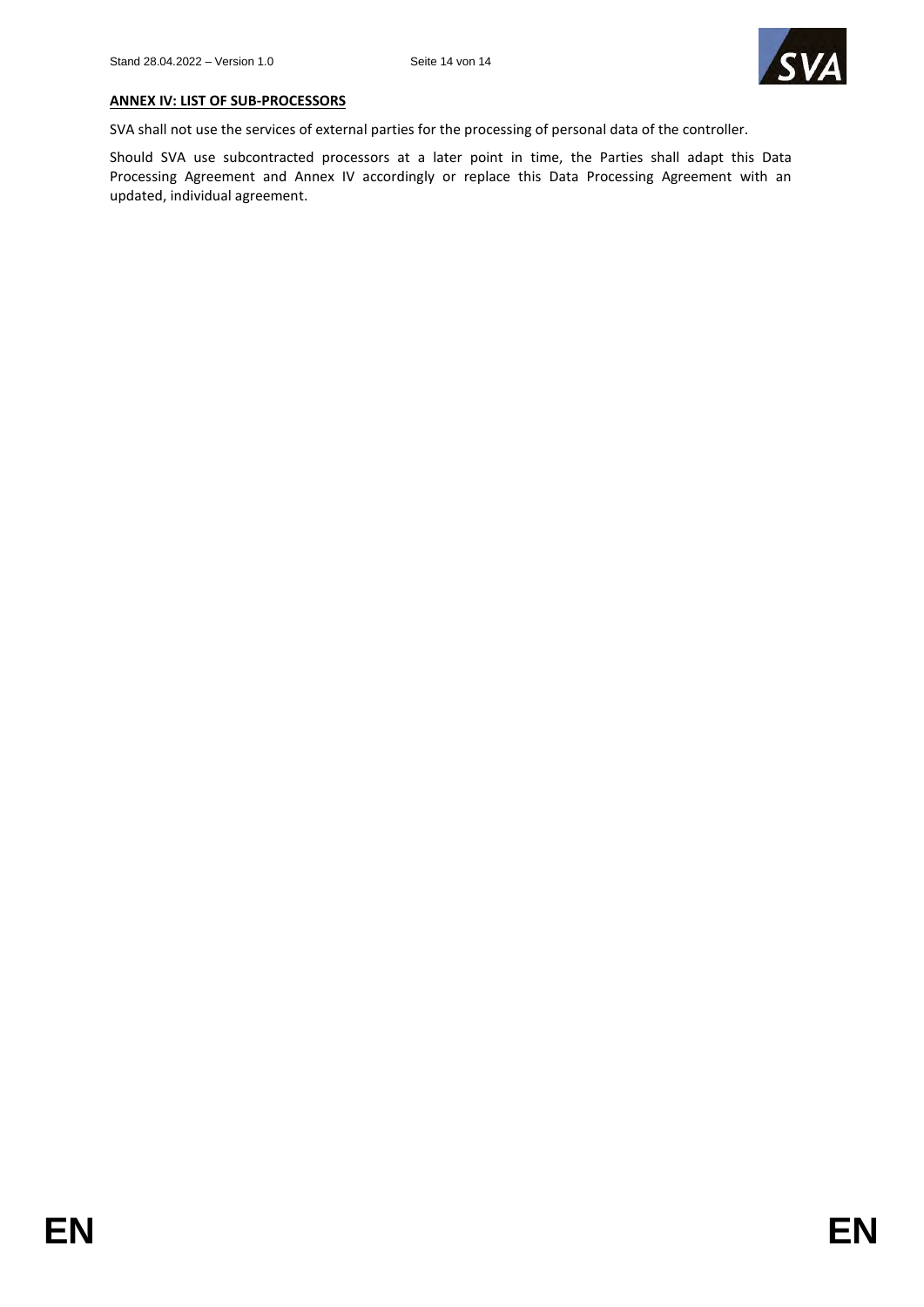**ANNEX IV: LIST OF SUB-PROCESSORS**

SVA shall not use the services of external parties for the processing of personal data of the controller.

Should SVA use subcontracted processors at a later point in time, the Parties shall adapt this Data Processing Agreement and Annex IV accordingly or replace this Data Processing Agreement with an updated, individual agreement.